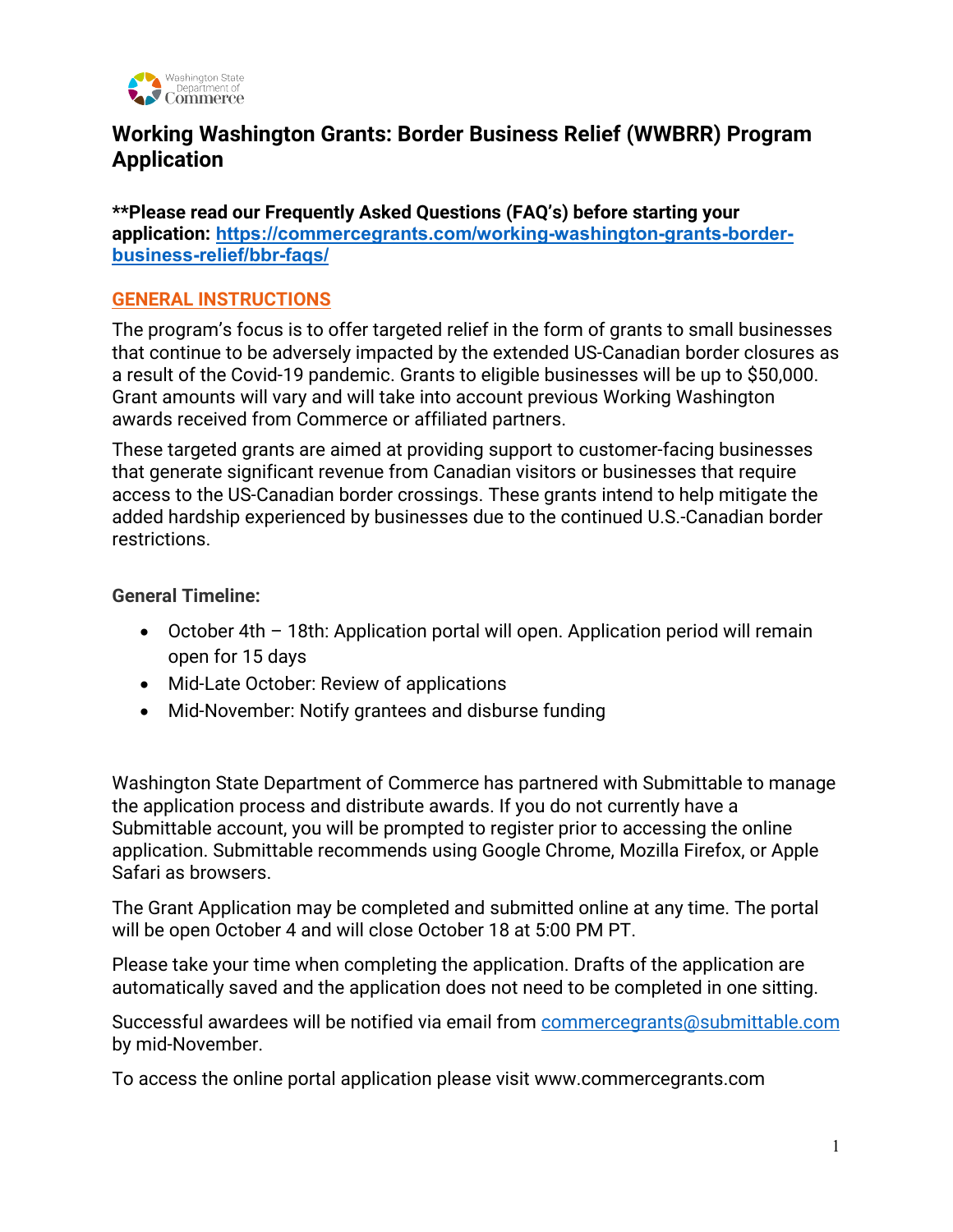# Working Washington Grants: Border Business Relief (WWBRR) Program Application

**\*\*Please read our Frequently Asked Questions (FAQ's) before starting your application: [https://commercegrants.com/working-washington-grants-border-business-relief/bbr-faqs/](https://commercegrants.com/working-washington-grants-border-business-relief/bbr-faqs/)**

## GENERAL INSTRUCTIONS

The program's focus is to offer targeted relief in the form of grants to small businesses that continue to be adversely impacted by the extended US-Canadian border closures as a result of the Covid-19 pandemic. Grants to eligible businesses will be up to $50,000. Grant amounts will vary and will take into account previous Working Washington awards received from Commerce or affiliated partners.

These targeted grants are aimed at providing support to customer-facing businesses that generate significant revenue from Canadian visitors or businesses that require access to the US-Canadian border crossings. These grants intend to help mitigate the added hardship experienced by businesses due to the continued U.S.-Canadian border restrictions.

**General Timeline:**

- October 4th – 18th: Application portal will open. Application period will remain open for 15 days
- Mid-Late October: Review of applications
- Mid-November: Notify grantees and disburse funding

Washington State Department of Commerce has partnered with Submittable to manage the application process and distribute awards. If you do not currently have a Submittable account, you will be prompted to register prior to accessing the online application. Submittable recommends using Google Chrome, Mozilla Firefox, or Apple Safari as browsers.

The Grant Application may be completed and submitted online at any time. The portal will be open October 4 and will close October 18 at 5:00 PM PT.

Please take your time when completing the application. Drafts of the application are automatically saved and the application does not need to be completed in one sitting.

Successful awardees will be notified via email from [commercegrants@submittable.com](mailto:commercegrants@submittable.com) by mid-November.

To access the online portal application please visit www.commercegrants.com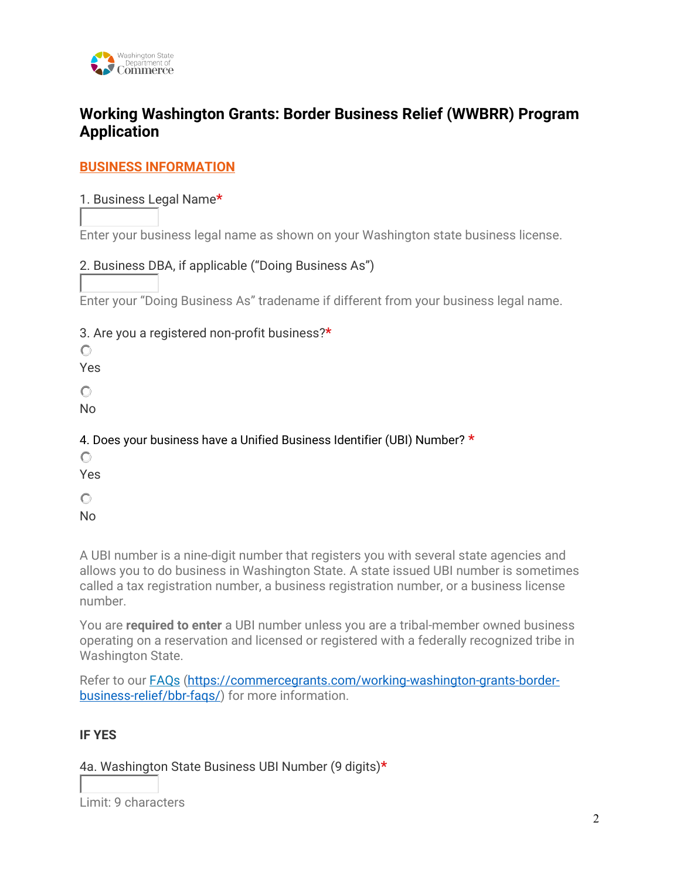# Working Washington Grants: Border Business Relief (WWBRR) Program Application

## BUSINESS INFORMATION

1. Business Legal Name*

Enter your business legal name as shown on your Washington state business license.

2. Business DBA, if applicable ("Doing Business As")

Enter your "Doing Business As" tradename if different from your business legal name.

3. Are you a registered non-profit business?*

- Yes
- No

4. Does your business have a Unified Business Identifier (UBI) Number? *

- Yes
- No

A UBI number is a nine-digit number that registers you with several state agencies and allows you to do business in Washington State. A state issued UBI number is sometimes called a tax registration number, a business registration number, or a business license number.

You are **required to enter** a UBI number unless you are a tribal-member owned business operating on a reservation and licensed or registered with a federally recognized tribe in Washington State.

Refer to our [FAQs](https://commercegrants.com/working-washington-grants-border-business-relief/bbr-faqs/) (https://commercegrants.com/working-washington-grants-border-business-relief/bbr-faqs/) for more information.

**IF YES**

4a. Washington State Business UBI Number (9 digits)*

Limit: 9 characters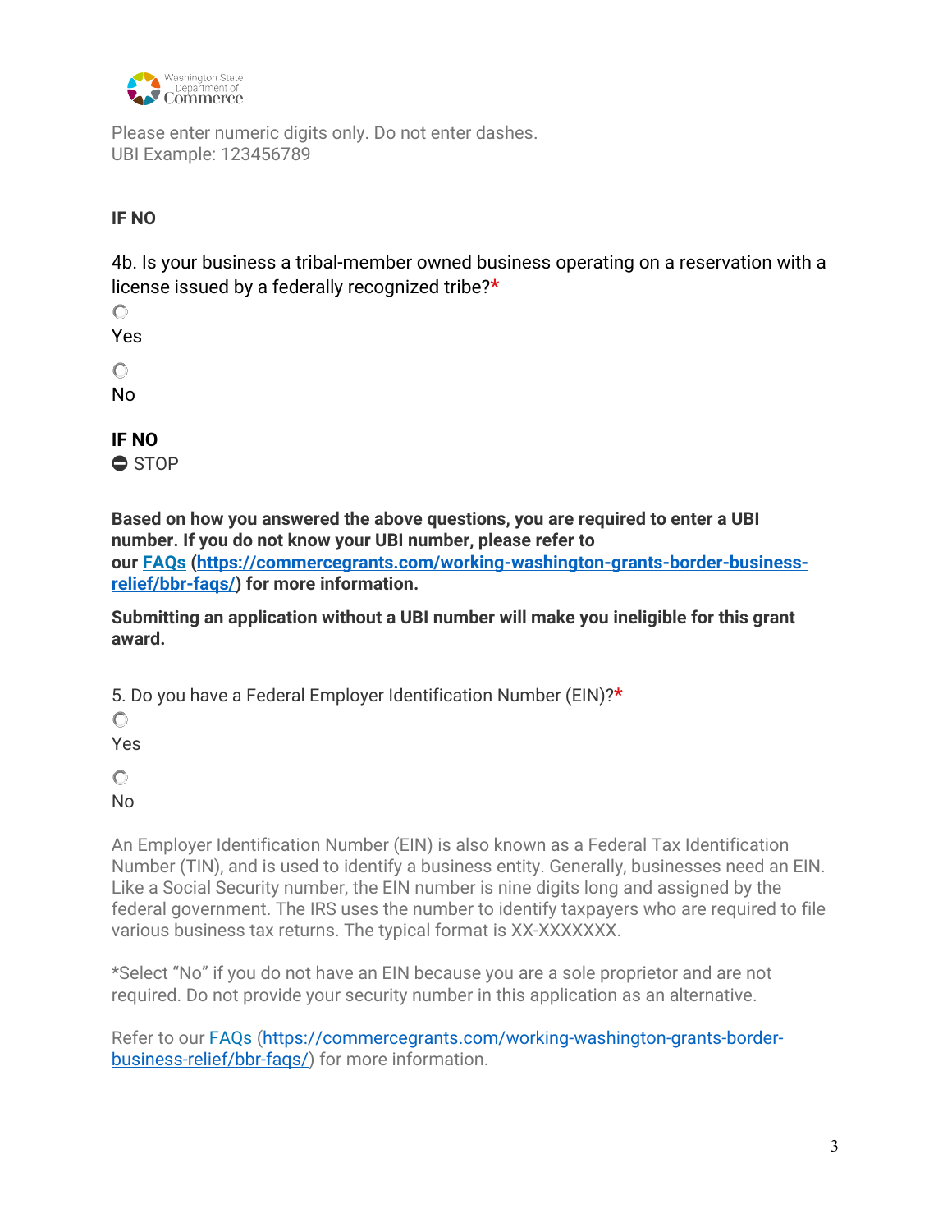Please enter numeric digits only. Do not enter dashes.
UBI Example: 123456789

**IF NO**

4b. Is your business a tribal-member owned business operating on a reservation with a license issued by a federally recognized tribe?*

- [ ] Yes
- [ ] No

**IF NO**

⛔ STOP

**Based on how you answered the above questions, you are required to enter a UBI number. If you do not know your UBI number, please refer to our [FAQs](https://commercegrants.com/working-washington-grants-border-business-relief/bbr-faqs/) ([https://commercegrants.com/working-washington-grants-border-business-relief/bbr-faqs/](https://commercegrants.com/working-washington-grants-border-business-relief/bbr-faqs/)) for more information.**

**Submitting an application without a UBI number will make you ineligible for this grant award.**

5. Do you have a Federal Employer Identification Number (EIN)?*

- [ ] Yes
- [ ] No

An Employer Identification Number (EIN) is also known as a Federal Tax Identification Number (TIN), and is used to identify a business entity. Generally, businesses need an EIN. Like a Social Security number, the EIN number is nine digits long and assigned by the federal government. The IRS uses the number to identify taxpayers who are required to file various business tax returns. The typical format is XX-XXXXXXX.

*Select "No" if you do not have an EIN because you are a sole proprietor and are not required. Do not provide your security number in this application as an alternative.

Refer to our [FAQs](https://commercegrants.com/working-washington-grants-border-business-relief/bbr-faqs/) ([https://commercegrants.com/working-washington-grants-border-business-relief/bbr-faqs/](https://commercegrants.com/working-washington-grants-border-business-relief/bbr-faqs/)) for more information.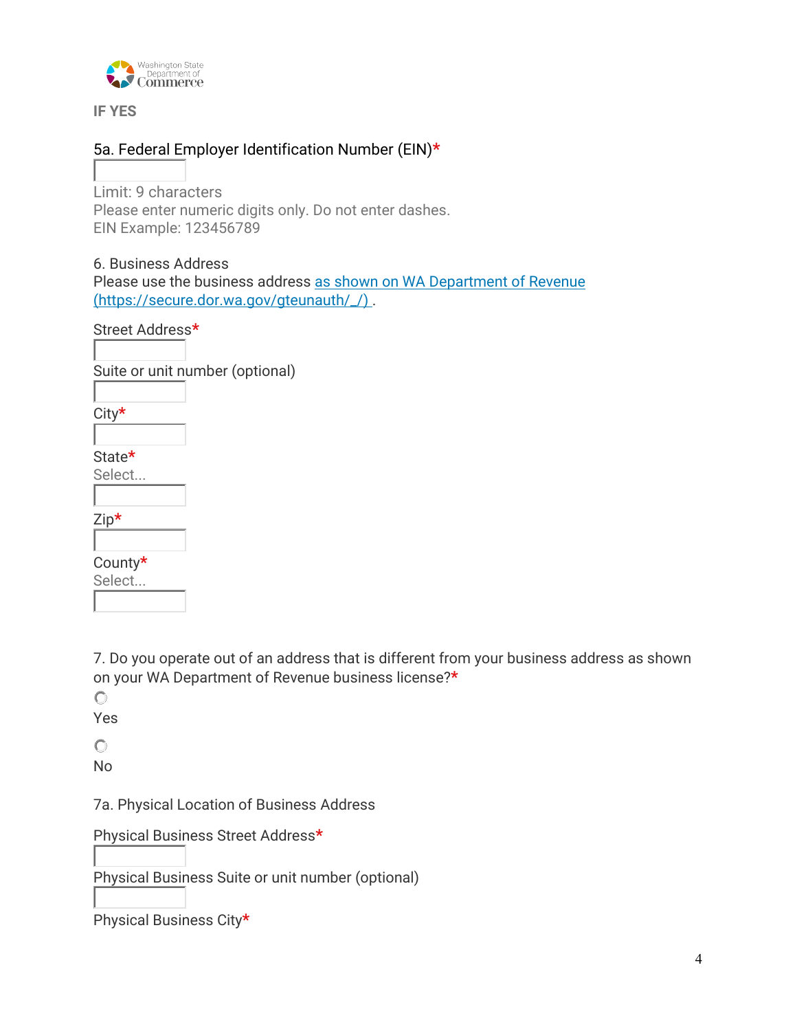**IF YES**

5a. Federal Employer Identification Number (EIN)*

Limit: 9 characters
Please enter numeric digits only. Do not enter dashes.
EIN Example: 123456789

6. Business Address
Please use the business address [as shown on WA Department of Revenue (https://secure.dor.wa.gov/gteunauth/_/)](https://secure.dor.wa.gov/gteunauth/_/).

Street Address*

Suite or unit number (optional)

City*

State*
Select...

Zip*

County*
Select...

7. Do you operate out of an address that is different from your business address as shown on your WA Department of Revenue business license?*

- Yes
- No

7a. Physical Location of Business Address

Physical Business Street Address*

Physical Business Suite or unit number (optional)

Physical Business City*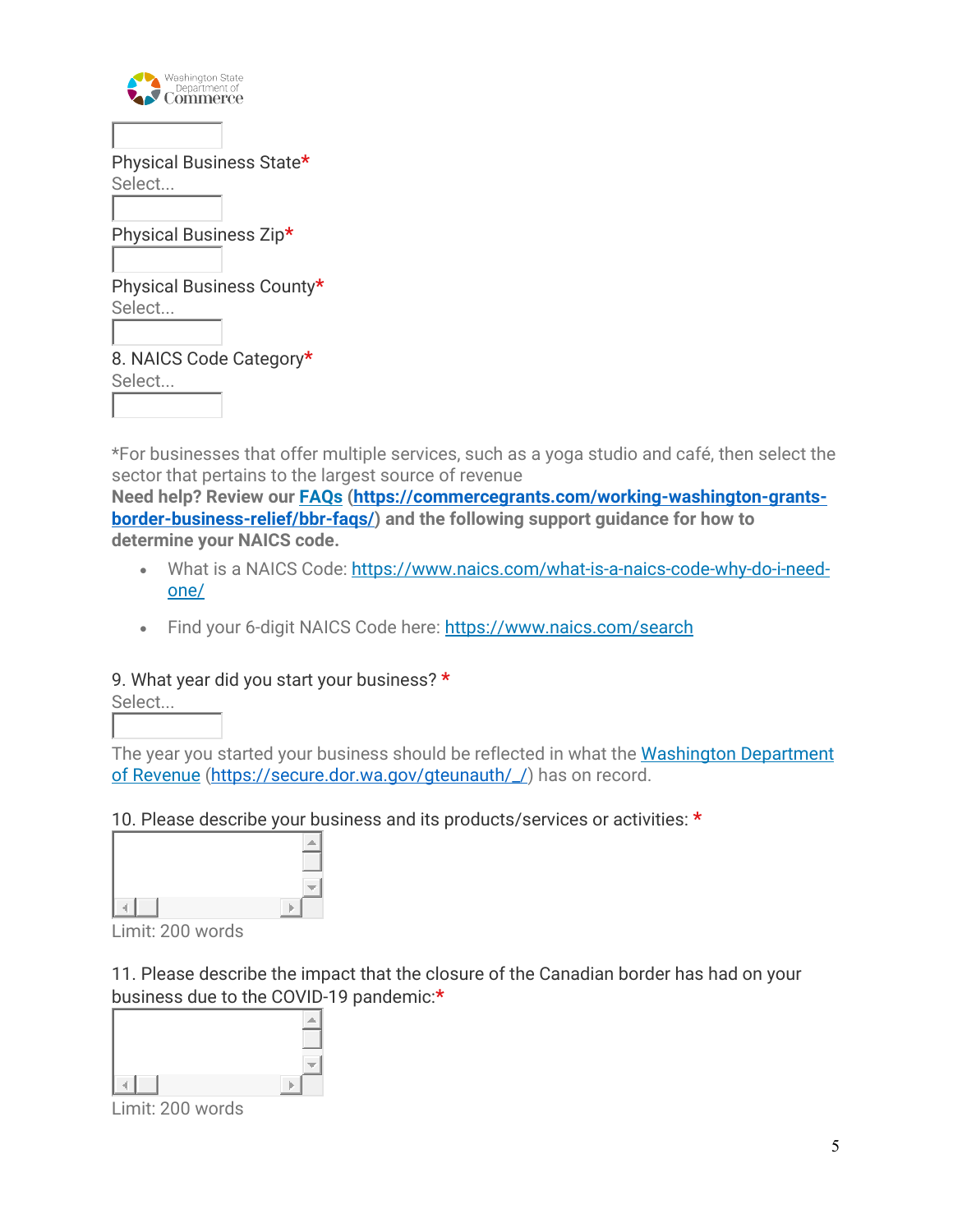Physical Business State*

Select...

Physical Business Zip*

Physical Business County*

Select...

8. NAICS Code Category*

Select...

*For businesses that offer multiple services, such as a yoga studio and café, then select the sector that pertains to the largest source of revenue

**Need help? Review our [FAQs](https://commercegrants.com/working-washington-grants-border-business-relief/bbr-faqs/) (https://commercegrants.com/working-washington-grants-border-business-relief/bbr-faqs/) and the following support guidance for how to determine your NAICS code.**

- What is a NAICS Code: https://www.naics.com/what-is-a-naics-code-why-do-i-need-one/
- Find your 6-digit NAICS Code here: https://www.naics.com/search

9. What year did you start your business? *

Select...

The year you started your business should be reflected in what the [Washington Department of Revenue](https://secure.dor.wa.gov/gteunauth/_/) (https://secure.dor.wa.gov/gteunauth/_/) has on record.

10. Please describe your business and its products/services or activities: *

Limit: 200 words

11. Please describe the impact that the closure of the Canadian border has had on your business due to the COVID-19 pandemic:*

Limit: 200 words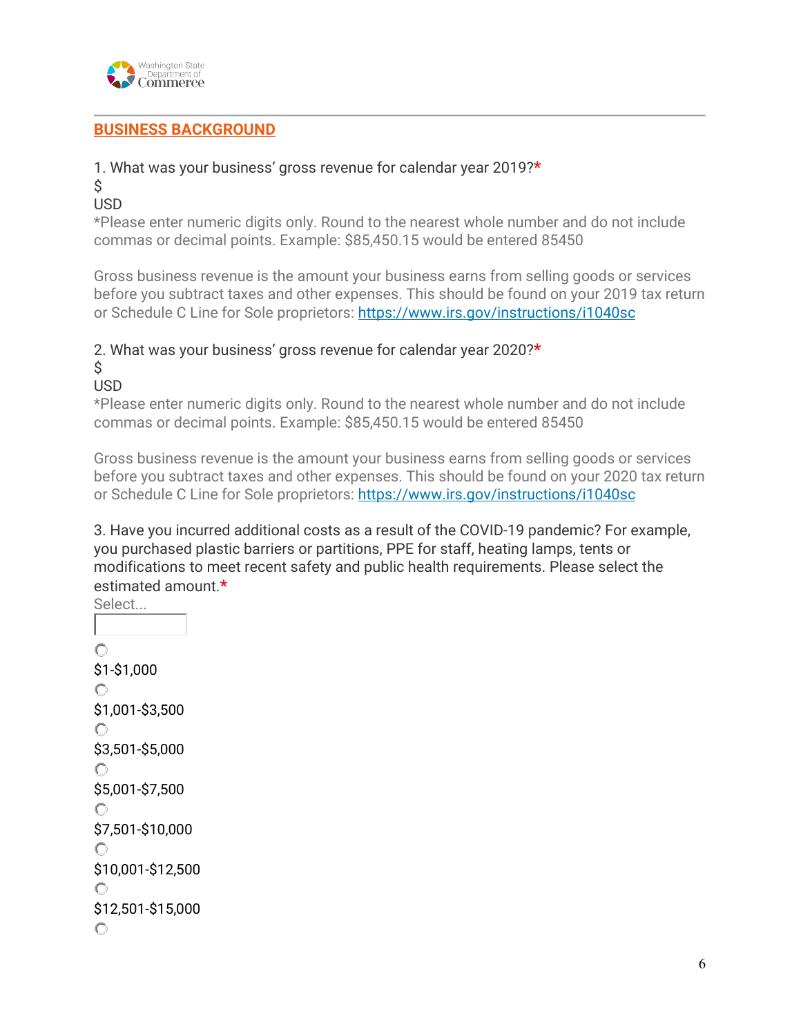## BUSINESS BACKGROUND

1. What was your business' gross revenue for calendar year 2019?*

$

USD

*Please enter numeric digits only. Round to the nearest whole number and do not include commas or decimal points. Example: $85,450.15 would be entered 85450

Gross business revenue is the amount your business earns from selling goods or services before you subtract taxes and other expenses. This should be found on your 2019 tax return or Schedule C Line for Sole proprietors: https://www.irs.gov/instructions/i1040sc

2. What was your business' gross revenue for calendar year 2020?*

$

USD

*Please enter numeric digits only. Round to the nearest whole number and do not include commas or decimal points. Example: $85,450.15 would be entered 85450

Gross business revenue is the amount your business earns from selling goods or services before you subtract taxes and other expenses. This should be found on your 2020 tax return or Schedule C Line for Sole proprietors: https://www.irs.gov/instructions/i1040sc

3. Have you incurred additional costs as a result of the COVID-19 pandemic? For example, you purchased plastic barriers or partitions, PPE for staff, heating lamps, tents or modifications to meet recent safety and public health requirements. Please select the estimated amount.*

Select...

- $1-$1,000
- $1,001-$3,500
- $3,501-$5,000
- $5,001-$7,500
- $7,501-$10,000
- $10,001-$12,500
- $12,501-$15,000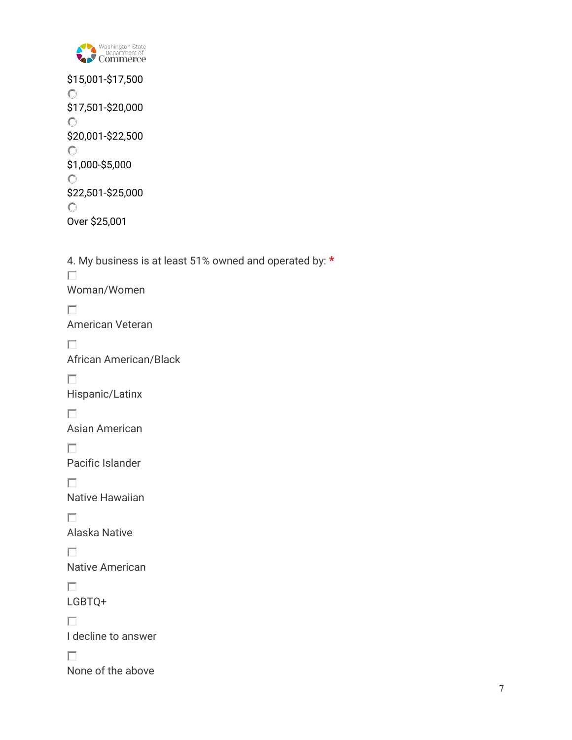$15,001-$17,500

○ $17,501-$20,000

○ $20,001-$22,500

○ $1,000-$5,000

○ $22,501-$25,000

○ Over $25,001

4. My business is at least 51% owned and operated by: *

- [ ] Woman/Women
- [ ] American Veteran
- [ ] African American/Black
- [ ] Hispanic/Latinx
- [ ] Asian American
- [ ] Pacific Islander
- [ ] Native Hawaiian
- [ ] Alaska Native
- [ ] Native American
- [ ] LGBTQ+
- [ ] I decline to answer
- [ ] None of the above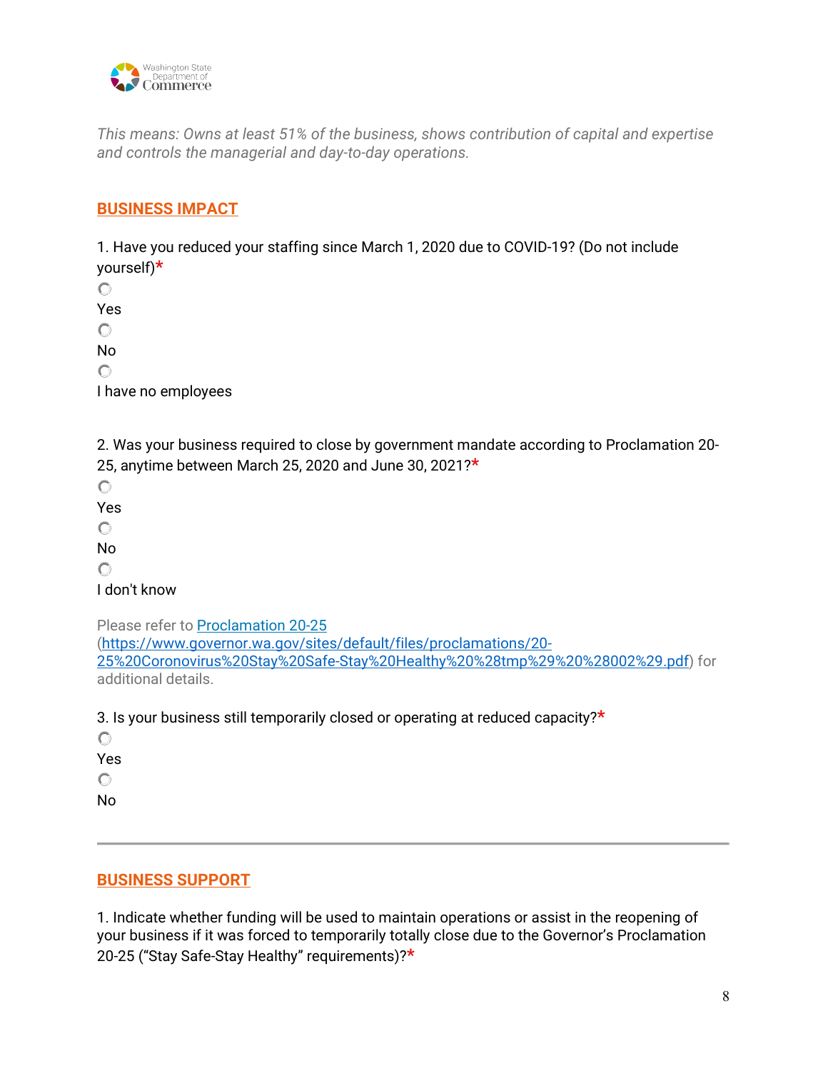*This means: Owns at least 51% of the business, shows contribution of capital and expertise and controls the managerial and day-to-day operations.*

## BUSINESS IMPACT

1. Have you reduced your staffing since March 1, 2020 due to COVID-19? (Do not include yourself)*

- Yes
- No
- I have no employees

2. Was your business required to close by government mandate according to Proclamation 20-25, anytime between March 25, 2020 and June 30, 2021?*

- Yes
- No
- I don't know

Please refer to [Proclamation 20-25](https://www.governor.wa.gov/sites/default/files/proclamations/20-25%20Coronovirus%20Stay%20Safe-Stay%20Healthy%20%28tmp%29%20%28002%29.pdf) (https://www.governor.wa.gov/sites/default/files/proclamations/20-25%20Coronovirus%20Stay%20Safe-Stay%20Healthy%20%28tmp%29%20%28002%29.pdf) for additional details.

3. Is your business still temporarily closed or operating at reduced capacity?*

- Yes
- No

---

## BUSINESS SUPPORT

1. Indicate whether funding will be used to maintain operations or assist in the reopening of your business if it was forced to temporarily totally close due to the Governor's Proclamation 20-25 ("Stay Safe-Stay Healthy" requirements)?*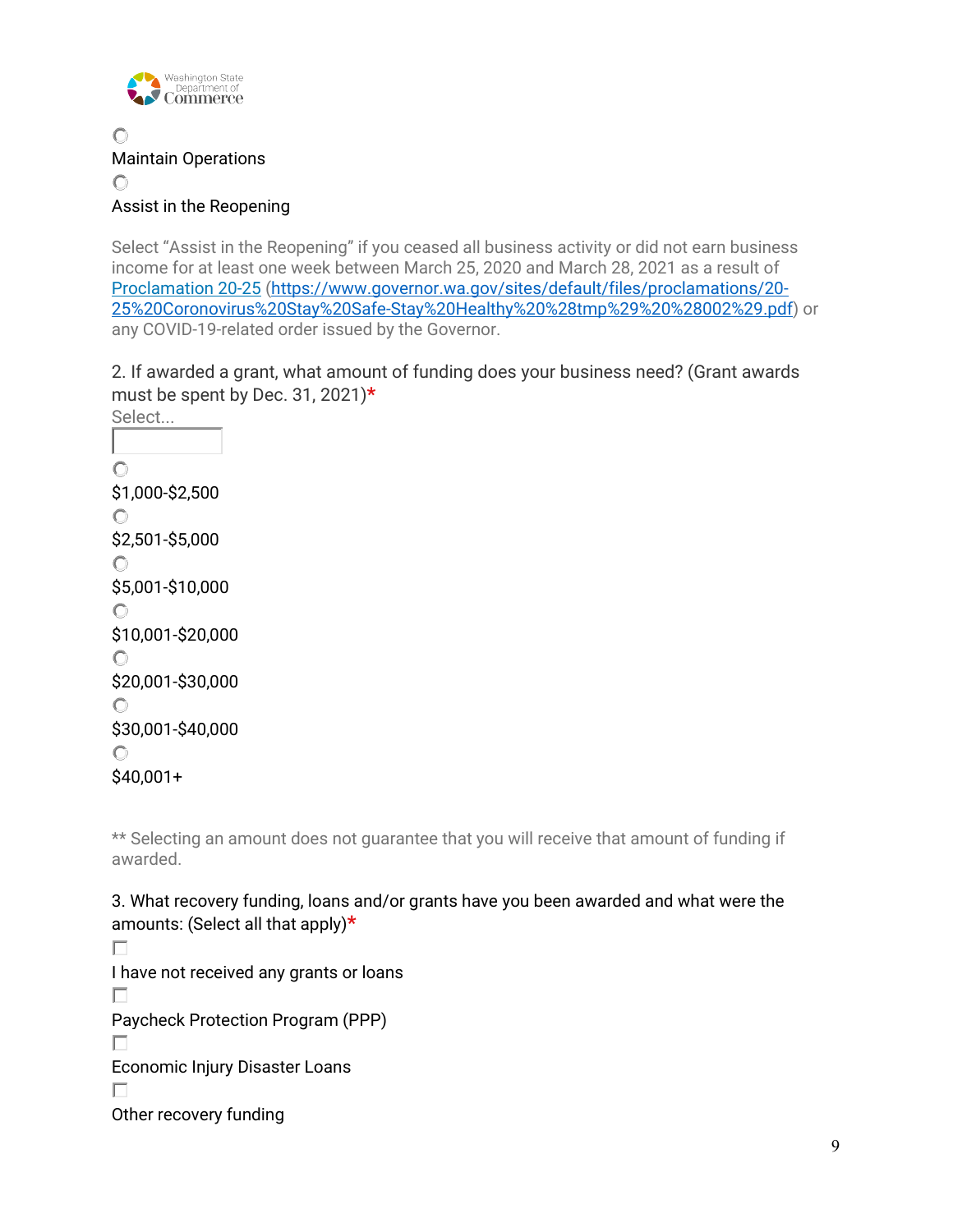Maintain Operations

Assist in the Reopening

Select "Assist in the Reopening" if you ceased all business activity or did not earn business income for at least one week between March 25, 2020 and March 28, 2021 as a result of [Proclamation 20-25](https://www.governor.wa.gov/sites/default/files/proclamations/20-25%20Coronovirus%20Stay%20Safe-Stay%20Healthy%20%28tmp%29%20%28002%29.pdf) (https://www.governor.wa.gov/sites/default/files/proclamations/20-25%20Coronovirus%20Stay%20Safe-Stay%20Healthy%20%28tmp%29%20%28002%29.pdf) or any COVID-19-related order issued by the Governor.

2. If awarded a grant, what amount of funding does your business need? (Grant awards must be spent by Dec. 31, 2021)*

Select...

- $1,000-$2,500
- $2,501-$5,000
- $5,001-$10,000
- $10,001-$20,000
- $20,001-$30,000
- $30,001-$40,000
- $40,001+

** Selecting an amount does not guarantee that you will receive that amount of funding if awarded.

3. What recovery funding, loans and/or grants have you been awarded and what were the amounts: (Select all that apply)*

- [ ] I have not received any grants or loans
- [ ] Paycheck Protection Program (PPP)
- [ ] Economic Injury Disaster Loans
- [ ] Other recovery funding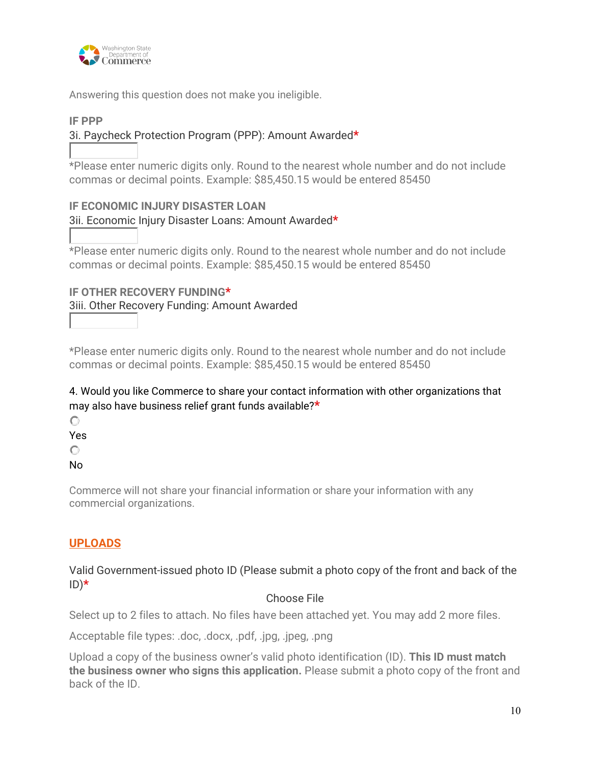Answering this question does not make you ineligible.

**IF PPP**

3i. Paycheck Protection Program (PPP): Amount Awarded*

*Please enter numeric digits only. Round to the nearest whole number and do not include commas or decimal points. Example: $85,450.15 would be entered 85450

**IF ECONOMIC INJURY DISASTER LOAN**

3ii. Economic Injury Disaster Loans: Amount Awarded*

*Please enter numeric digits only. Round to the nearest whole number and do not include commas or decimal points. Example: $85,450.15 would be entered 85450

**IF OTHER RECOVERY FUNDING***

3iii. Other Recovery Funding: Amount Awarded

*Please enter numeric digits only. Round to the nearest whole number and do not include commas or decimal points. Example: $85,450.15 would be entered 85450

4. Would you like Commerce to share your contact information with other organizations that may also have business relief grant funds available?*

- Yes
- No

Commerce will not share your financial information or share your information with any commercial organizations.

## UPLOADS

Valid Government-issued photo ID (Please submit a photo copy of the front and back of the ID)*

Choose File

Select up to 2 files to attach. No files have been attached yet. You may add 2 more files.

Acceptable file types: .doc, .docx, .pdf, .jpg, .jpeg, .png

Upload a copy of the business owner's valid photo identification (ID). **This ID must match the business owner who signs this application.** Please submit a photo copy of the front and back of the ID.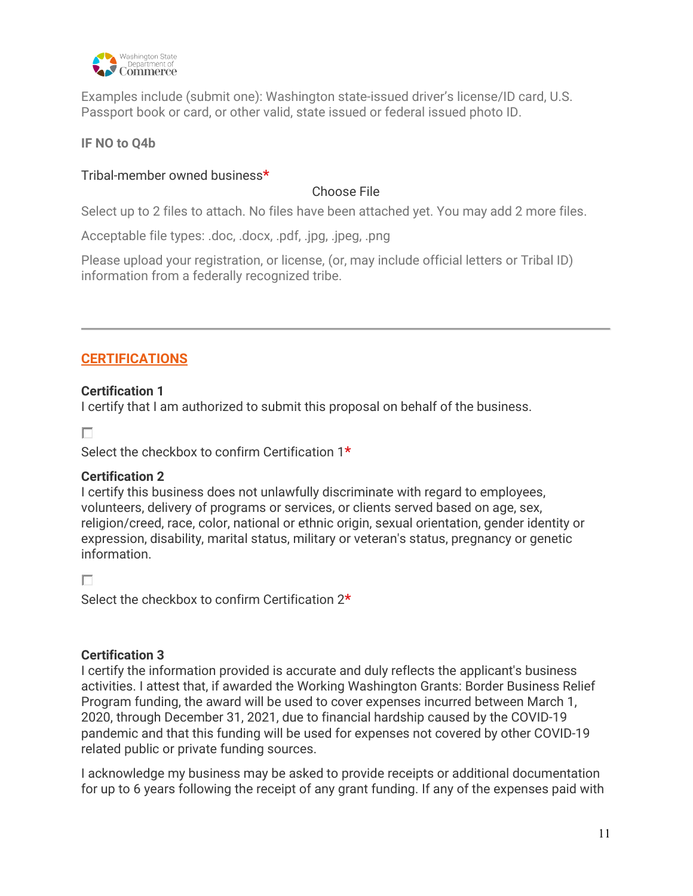Examples include (submit one): Washington state-issued driver's license/ID card, U.S. Passport book or card, or other valid, state issued or federal issued photo ID.

**IF NO to Q4b**

Tribal-member owned business*

Choose File

Select up to 2 files to attach. No files have been attached yet. You may add 2 more files.

Acceptable file types: .doc, .docx, .pdf, .jpg, .jpeg, .png

Please upload your registration, or license, (or, may include official letters or Tribal ID) information from a federally recognized tribe.

---

## CERTIFICATIONS

**Certification 1**
I certify that I am authorized to submit this proposal on behalf of the business.

☐

Select the checkbox to confirm Certification 1*

**Certification 2**
I certify this business does not unlawfully discriminate with regard to employees, volunteers, delivery of programs or services, or clients served based on age, sex, religion/creed, race, color, national or ethnic origin, sexual orientation, gender identity or expression, disability, marital status, military or veteran's status, pregnancy or genetic information.

☐

Select the checkbox to confirm Certification 2*

**Certification 3**
I certify the information provided is accurate and duly reflects the applicant's business activities. I attest that, if awarded the Working Washington Grants: Border Business Relief Program funding, the award will be used to cover expenses incurred between March 1, 2020, through December 31, 2021, due to financial hardship caused by the COVID-19 pandemic and that this funding will be used for expenses not covered by other COVID-19 related public or private funding sources.

I acknowledge my business may be asked to provide receipts or additional documentation for up to 6 years following the receipt of any grant funding. If any of the expenses paid with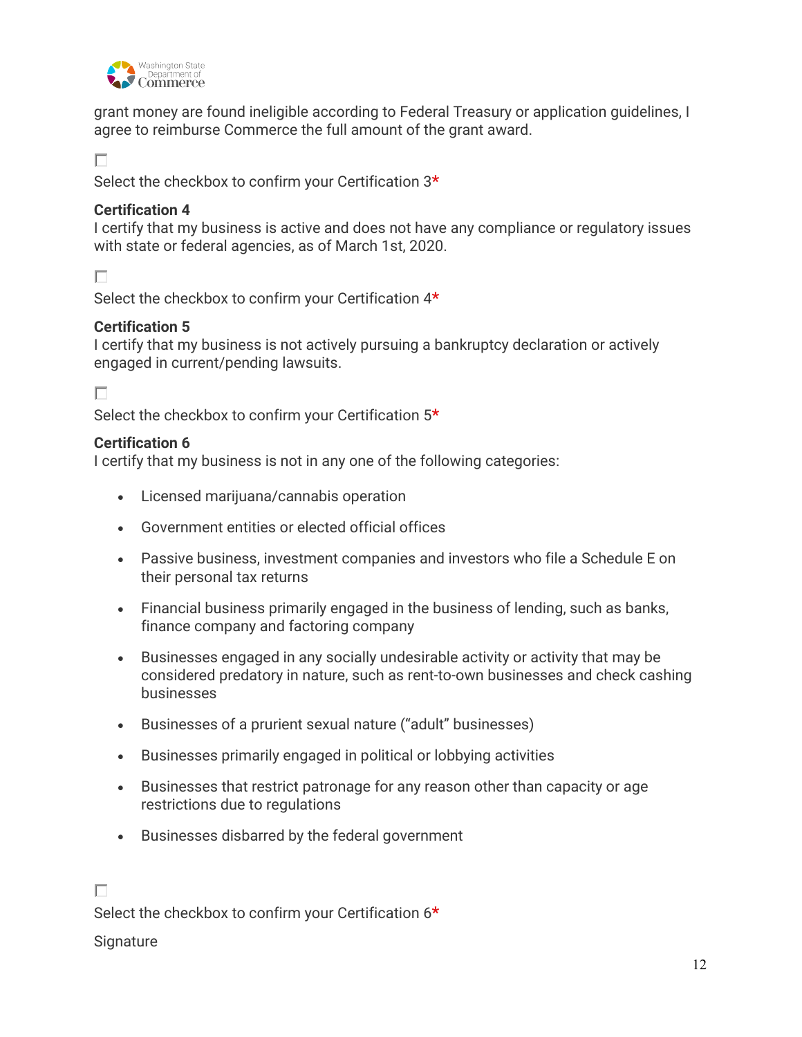grant money are found ineligible according to Federal Treasury or application guidelines, I agree to reimburse Commerce the full amount of the grant award.

☐

Select the checkbox to confirm your Certification 3*

**Certification 4**
I certify that my business is active and does not have any compliance or regulatory issues with state or federal agencies, as of March 1st, 2020.

☐

Select the checkbox to confirm your Certification 4*

**Certification 5**
I certify that my business is not actively pursuing a bankruptcy declaration or actively engaged in current/pending lawsuits.

☐

Select the checkbox to confirm your Certification 5*

**Certification 6**
I certify that my business is not in any one of the following categories:

- Licensed marijuana/cannabis operation
- Government entities or elected official offices
- Passive business, investment companies and investors who file a Schedule E on their personal tax returns
- Financial business primarily engaged in the business of lending, such as banks, finance company and factoring company
- Businesses engaged in any socially undesirable activity or activity that may be considered predatory in nature, such as rent-to-own businesses and check cashing businesses
- Businesses of a prurient sexual nature ("adult" businesses)
- Businesses primarily engaged in political or lobbying activities
- Businesses that restrict patronage for any reason other than capacity or age restrictions due to regulations
- Businesses disbarred by the federal government

☐

Select the checkbox to confirm your Certification 6*

Signature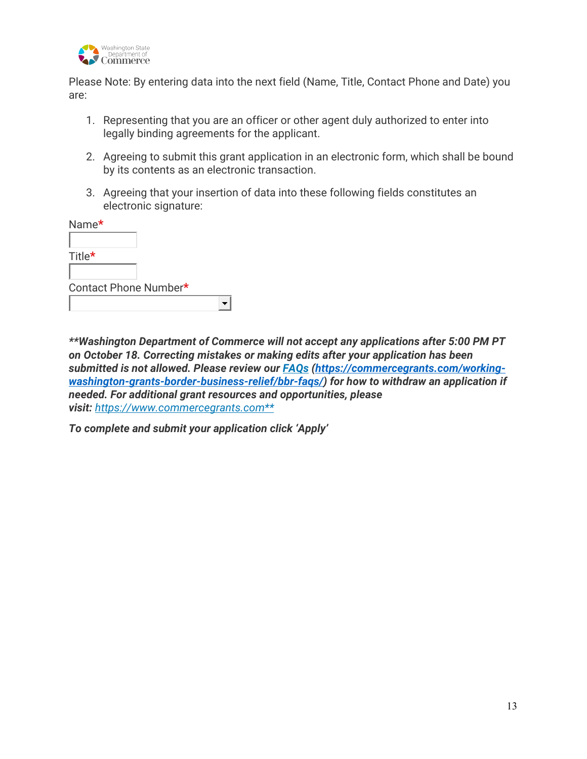Please Note: By entering data into the next field (Name, Title, Contact Phone and Date) you are:

1. Representing that you are an officer or other agent duly authorized to enter into legally binding agreements for the applicant.
2. Agreeing to submit this grant application in an electronic form, which shall be bound by its contents as an electronic transaction.
3. Agreeing that your insertion of data into these following fields constitutes an electronic signature:

Name*

Title*

Contact Phone Number*

***\*\*Washington Department of Commerce will not accept any applications after 5:00 PM PT on October 18. Correcting mistakes or making edits after your application has been submitted is not allowed. Please review our [FAQs](https://commercegrants.com/working-washington-grants-border-business-relief/bbr-faqs/) (https://commercegrants.com/working-washington-grants-border-business-relief/bbr-faqs/) for how to withdraw an application if needed. For additional grant resources and opportunities, please visit:*** *https://www.commercegrants.com\*\**

***To complete and submit your application click 'Apply'***